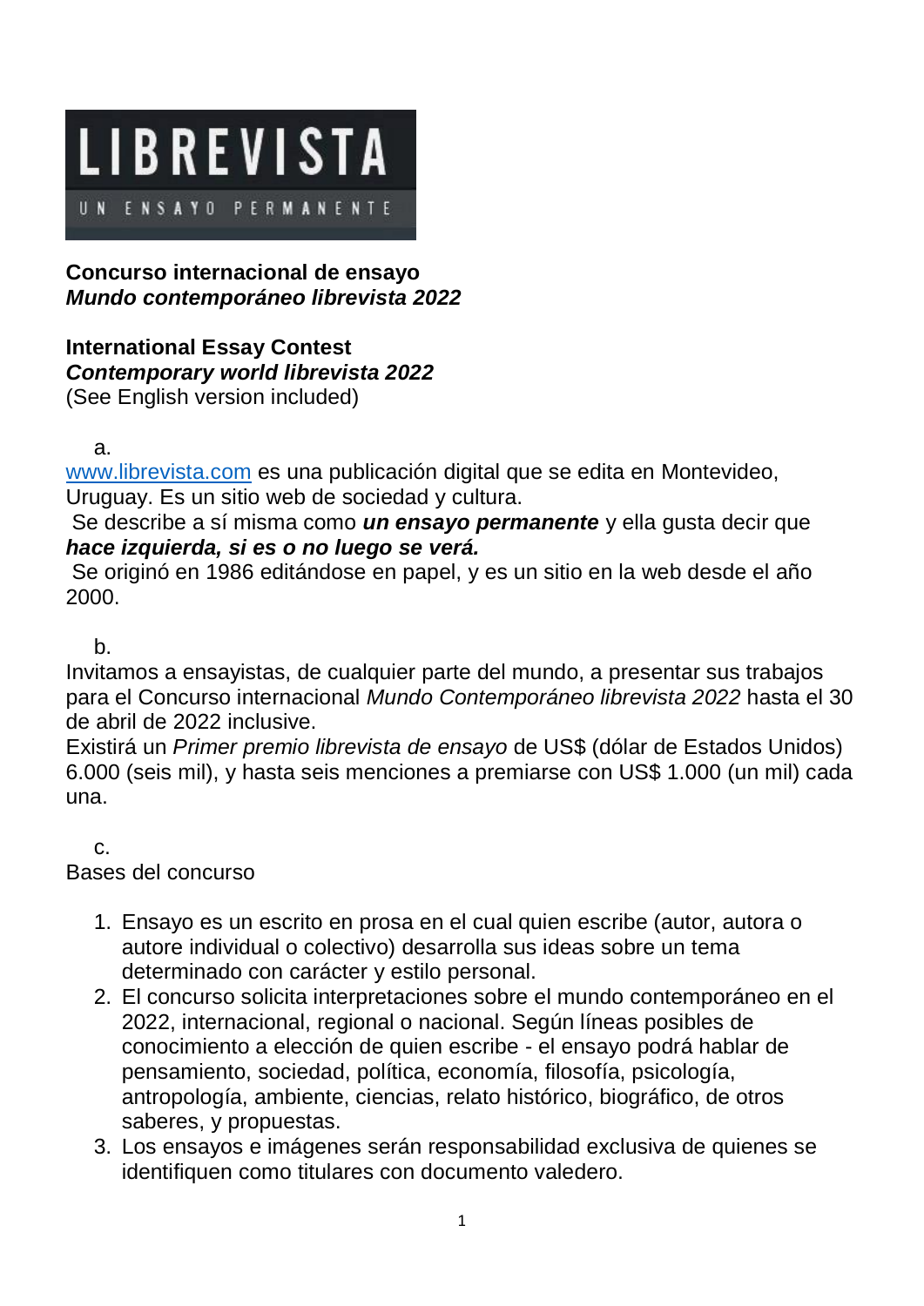LIBREVISTA

UN ENSAYO PERMANENTE

**Concurso internacional de ensayo**
***Mundo contemporáneo librevista 2022***

**International Essay Contest**
***Contemporary world librevista 2022***
(See English version included)

a.

www.librevista.com es una publicación digital que se edita en Montevideo, Uruguay. Es un sitio web de sociedad y cultura.
Se describe a sí misma como ***un ensayo permanente*** y ella gusta decir que ***hace izquierda, si es o no luego se verá.***
Se originó en 1986 editándose en papel, y es un sitio en la web desde el año 2000.

b.

Invitamos a ensayistas, de cualquier parte del mundo, a presentar sus trabajos para el Concurso internacional *Mundo Contemporáneo librevista 2022* hasta el 30 de abril de 2022 inclusive.
Existirá un *Primer premio librevista de ensayo* de US$ (dólar de Estados Unidos) 6.000 (seis mil), y hasta seis menciones a premiarse con US$ 1.000 (un mil) cada una.

c.

Bases del concurso

1. Ensayo es un escrito en prosa en el cual quien escribe (autor, autora o autore individual o colectivo) desarrolla sus ideas sobre un tema determinado con carácter y estilo personal.
2. El concurso solicita interpretaciones sobre el mundo contemporáneo en el 2022, internacional, regional o nacional. Según líneas posibles de conocimiento a elección de quien escribe - el ensayo podrá hablar de pensamiento, sociedad, política, economía, filosofía, psicología, antropología, ambiente, ciencias, relato histórico, biográfico, de otros saberes, y propuestas.
3. Los ensayos e imágenes serán responsabilidad exclusiva de quienes se identifiquen como titulares con documento valedero.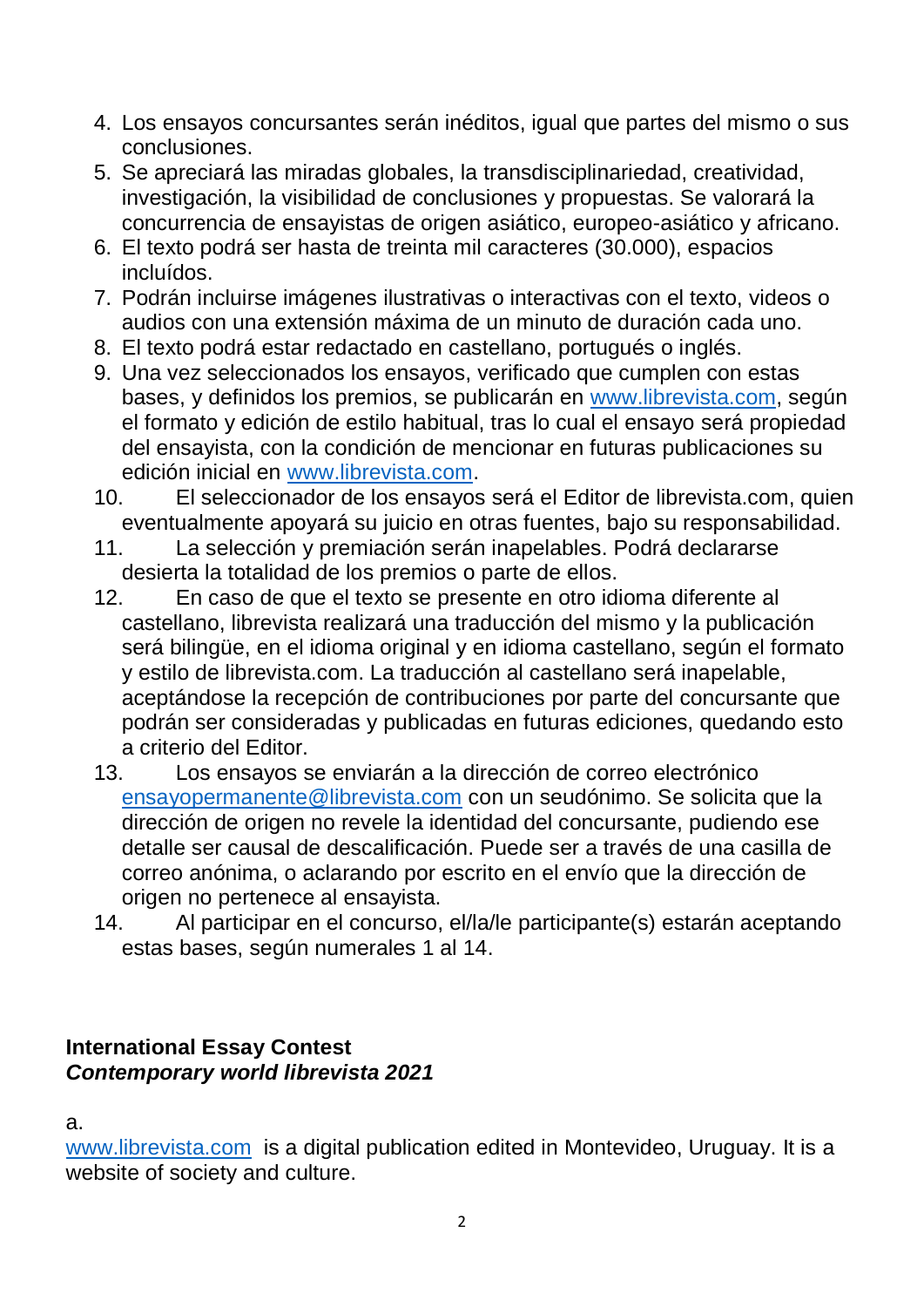4. Los ensayos concursantes serán inéditos, igual que partes del mismo o sus conclusiones.
5. Se apreciará las miradas globales, la transdisciplinariedad, creatividad, investigación, la visibilidad de conclusiones y propuestas. Se valorará la concurrencia de ensayistas de origen asiático, europeo-asiático y africano.
6. El texto podrá ser hasta de treinta mil caracteres (30.000), espacios incluídos.
7. Podrán incluirse imágenes ilustrativas o interactivas con el texto, videos o audios con una extensión máxima de un minuto de duración cada uno.
8. El texto podrá estar redactado en castellano, portugués o inglés.
9. Una vez seleccionados los ensayos, verificado que cumplen con estas bases, y definidos los premios, se publicarán en www.librevista.com, según el formato y edición de estilo habitual, tras lo cual el ensayo será propiedad del ensayista, con la condición de mencionar en futuras publicaciones su edición inicial en www.librevista.com.
10. El seleccionador de los ensayos será el Editor de librevista.com, quien eventualmente apoyará su juicio en otras fuentes, bajo su responsabilidad.
11. La selección y premiación serán inapelables. Podrá declararse desierta la totalidad de los premios o parte de ellos.
12. En caso de que el texto se presente en otro idioma diferente al castellano, librevista realizará una traducción del mismo y la publicación será bilingüe, en el idioma original y en idioma castellano, según el formato y estilo de librevista.com. La traducción al castellano será inapelable, aceptándose la recepción de contribuciones por parte del concursante que podrán ser consideradas y publicadas en futuras ediciones, quedando esto a criterio del Editor.
13. Los ensayos se enviarán a la dirección de correo electrónico ensayopermanente@librevista.com con un seudónimo. Se solicita que la dirección de origen no revele la identidad del concursante, pudiendo ese detalle ser causal de descalificación. Puede ser a través de una casilla de correo anónima, o aclarando por escrito en el envío que la dirección de origen no pertenece al ensayista.
14. Al participar en el concurso, el/la/le participante(s) estarán aceptando estas bases, según numerales 1 al 14.

**International Essay Contest**
***Contemporary world librevista 2021***

a.
www.librevista.com is a digital publication edited in Montevideo, Uruguay. It is a website of society and culture.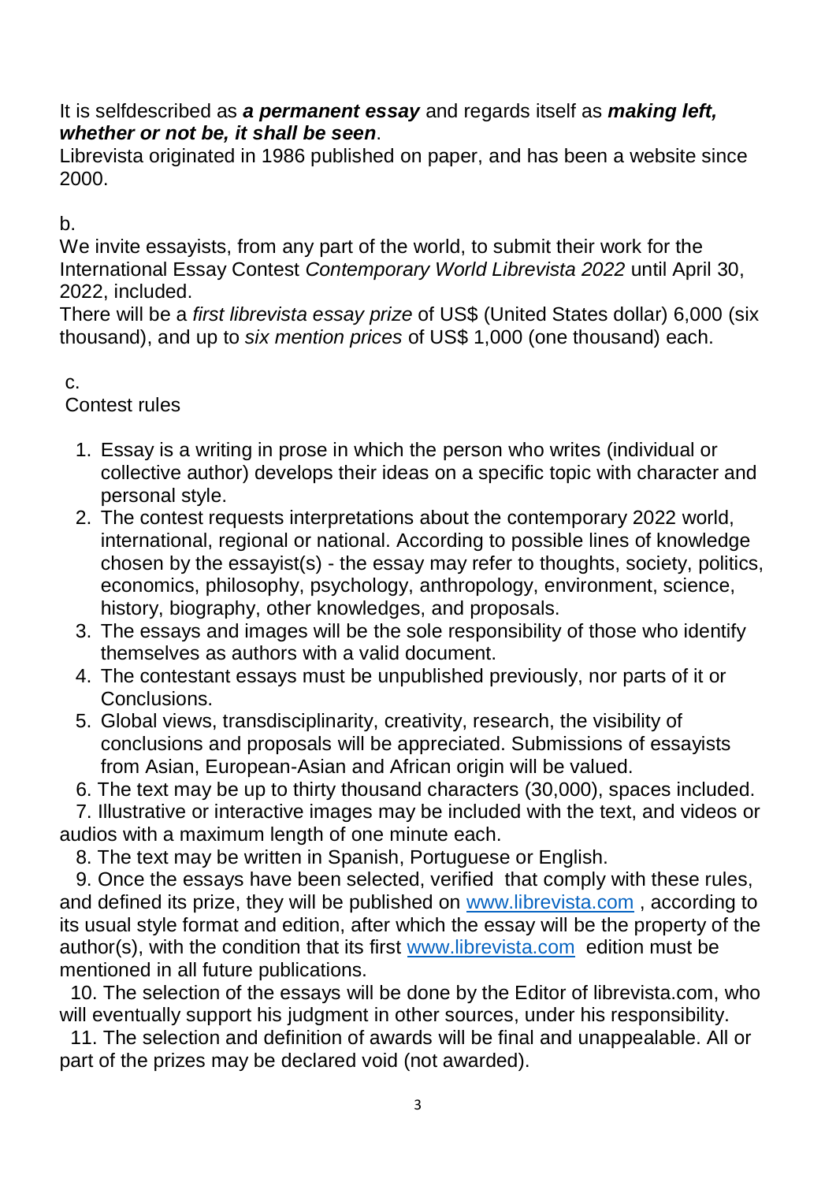It is selfdescribed as ***a permanent essay*** and regards itself as ***making left, whether or not be, it shall be seen***.
Librevista originated in 1986 published on paper, and has been a website since 2000.

b.
We invite essayists, from any part of the world, to submit their work for the International Essay Contest *Contemporary World Librevista 2022* until April 30, 2022, included.
There will be a *first librevista essay prize* of US$ (United States dollar) 6,000 (six thousand), and up to *six mention prices* of US$ 1,000 (one thousand) each.

c.
Contest rules

1. Essay is a writing in prose in which the person who writes (individual or collective author) develops their ideas on a specific topic with character and personal style.
2. The contest requests interpretations about the contemporary 2022 world, international, regional or national. According to possible lines of knowledge chosen by the essayist(s) - the essay may refer to thoughts, society, politics, economics, philosophy, psychology, anthropology, environment, science, history, biography, other knowledges, and proposals.
3. The essays and images will be the sole responsibility of those who identify themselves as authors with a valid document.
4. The contestant essays must be unpublished previously, nor parts of it or Conclusions.
5. Global views, transdisciplinarity, creativity, research, the visibility of conclusions and proposals will be appreciated. Submissions of essayists from Asian, European-Asian and African origin will be valued.
6. The text may be up to thirty thousand characters (30,000), spaces included.
7. Illustrative or interactive images may be included with the text, and videos or audios with a maximum length of one minute each.
8. The text may be written in Spanish, Portuguese or English.
9. Once the essays have been selected, verified that comply with these rules, and defined its prize, they will be published on www.librevista.com , according to its usual style format and edition, after which the essay will be the property of the author(s), with the condition that its first www.librevista.com edition must be mentioned in all future publications.
10. The selection of the essays will be done by the Editor of librevista.com, who will eventually support his judgment in other sources, under his responsibility.
11. The selection and definition of awards will be final and unappealable. All or part of the prizes may be declared void (not awarded).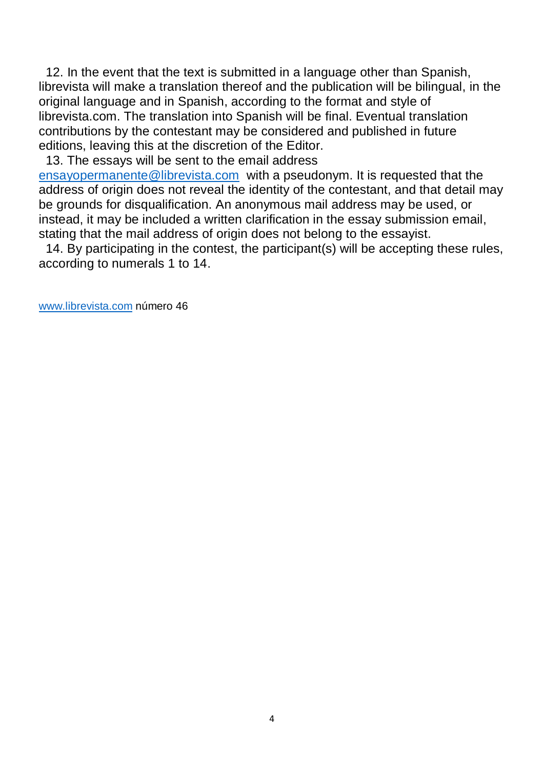12. In the event that the text is submitted in a language other than Spanish, librevista will make a translation thereof and the publication will be bilingual, in the original language and in Spanish, according to the format and style of librevista.com. The translation into Spanish will be final. Eventual translation contributions by the contestant may be considered and published in future editions, leaving this at the discretion of the Editor.

13. The essays will be sent to the email address ensayopermanente@librevista.com with a pseudonym. It is requested that the address of origin does not reveal the identity of the contestant, and that detail may be grounds for disqualification. An anonymous mail address may be used, or instead, it may be included a written clarification in the essay submission email, stating that the mail address of origin does not belong to the essayist.

14. By participating in the contest, the participant(s) will be accepting these rules, according to numerals 1 to 14.

www.librevista.com número 46